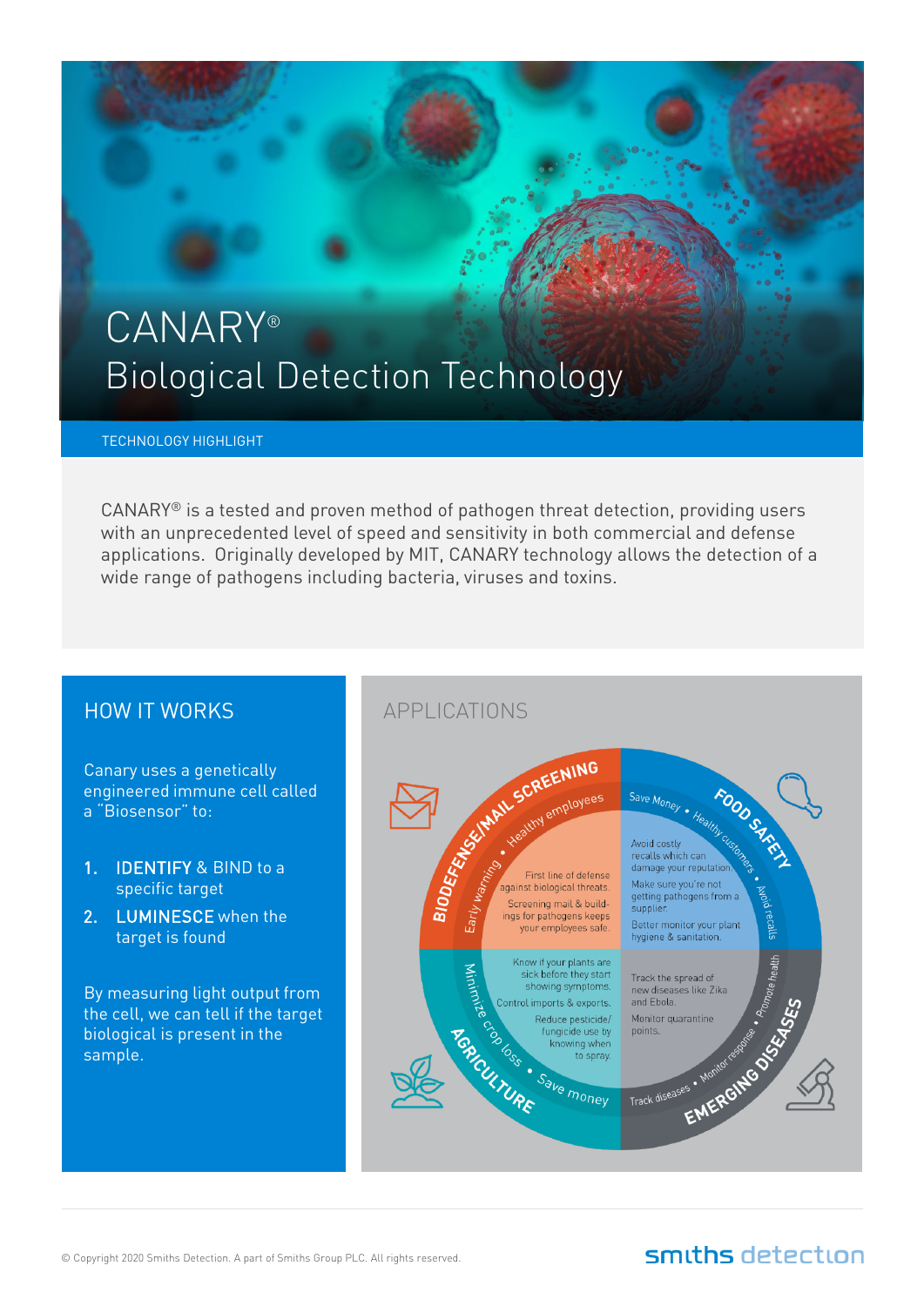// ... (content omitted) ...

// --- Applications diagram (text transcribed; no image_ref — no images were detected on this page) ---
## APPLICATIONS

### BIODEFENSE/MAIL SCREENING

Early warning • Healthy employees

First line of defense against biological threats. Screening mail & buildings for pathogens keeps your employees safe.

### FOOD SAFETY

Save Money • Healthy customers • Avoid recalls

Avoid costly recalls which can damage your reputation.

Make sure you're not getting pathogens from a supplier.

Better monitor your plant hygiene & sanitation.

### AGRICULTURE

Minimize crop loss • Save money

Know if your plants are sick before they start showing symptoms.

Control imports & exports.

Reduce pesticide/fungicide use by knowing when to spray.

### EMERGING DISEASES

Track diseases • Monitor response • Promote health

Track the spread of new diseases like Zika and Ebola.

Monitor quarantine points.

© Copyright 2020 Smiths Detection. A part of Smiths Group PLC. All rights reserved.

smiths detection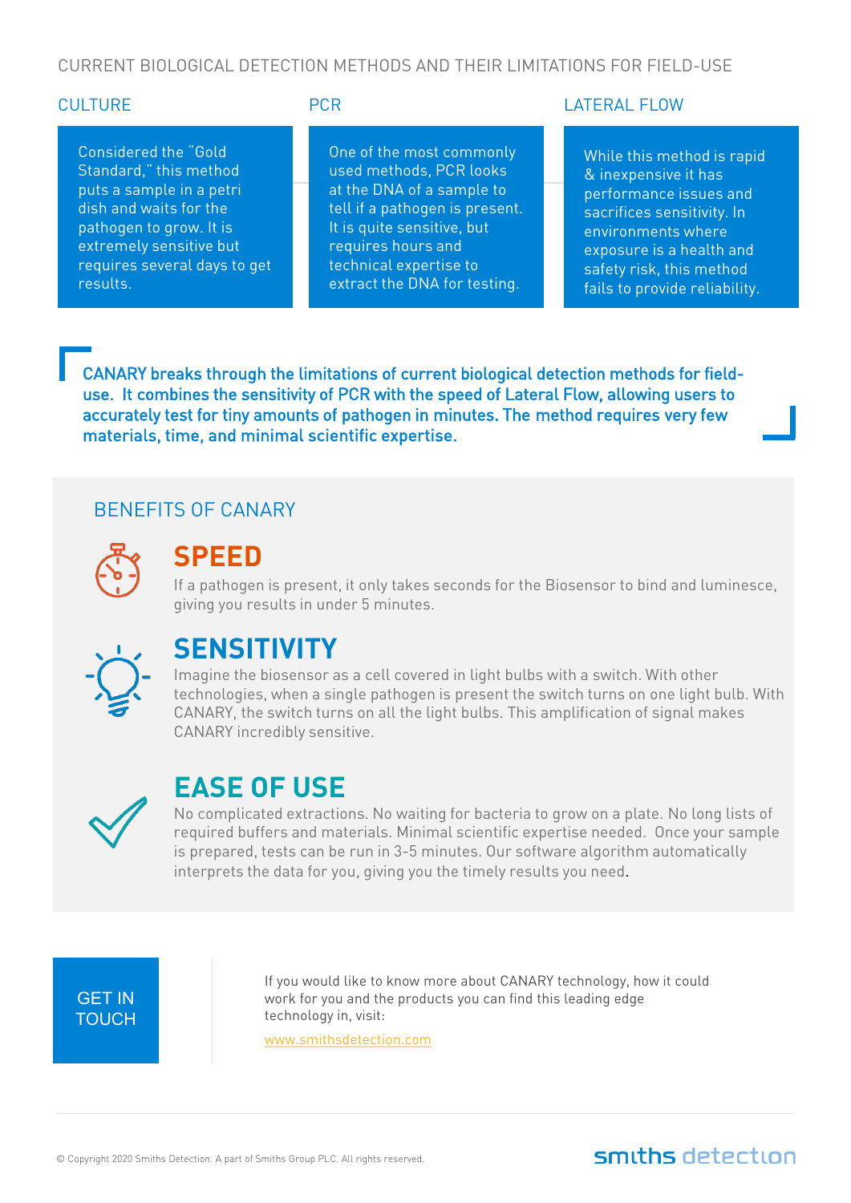## CURRENT BIOLOGICAL DETECTION METHODS AND THEIR LIMITATIONS FOR FIELD-USE

### CULTURE

Considered the "Gold Standard," this method puts a sample in a petri dish and waits for the pathogen to grow. It is extremely sensitive but requires several days to get results.

### PCR

One of the most commonly used methods, PCR looks at the DNA of a sample to tell if a pathogen is present. It is quite sensitive, but requires hours and technical expertise to extract the DNA for testing.

### LATERAL FLOW

While this method is rapid & inexpensive it has performance issues and sacrifices sensitivity. In environments where exposure is a health and safety risk, this method fails to provide reliability.

CANARY breaks through the limitations of current biological detection methods for field-use. It combines the sensitivity of PCR with the speed of Lateral Flow, allowing users to accurately test for tiny amounts of pathogen in minutes. The method requires very few materials, time, and minimal scientific expertise.

## BENEFITS OF CANARY

### SPEED

If a pathogen is present, it only takes seconds for the Biosensor to bind and luminesce, giving you results in under 5 minutes.

### SENSITIVITY

Imagine the biosensor as a cell covered in light bulbs with a switch. With other technologies, when a single pathogen is present the switch turns on one light bulb. With CANARY, the switch turns on all the light bulbs. This amplification of signal makes CANARY incredibly sensitive.

### EASE OF USE

No complicated extractions. No waiting for bacteria to grow on a plate. No long lists of required buffers and materials. Minimal scientific expertise needed. Once your sample is prepared, tests can be run in 3-5 minutes. Our software algorithm automatically interprets the data for you, giving you the timely results you need.

**GET IN TOUCH**

If you would like to know more about CANARY technology, how it could work for you and the products you can find this leading edge technology in, visit:

www.smithsdetection.com

© Copyright 2020 Smiths Detection. A part of Smiths Group PLC. All rights reserved.

smiths detection